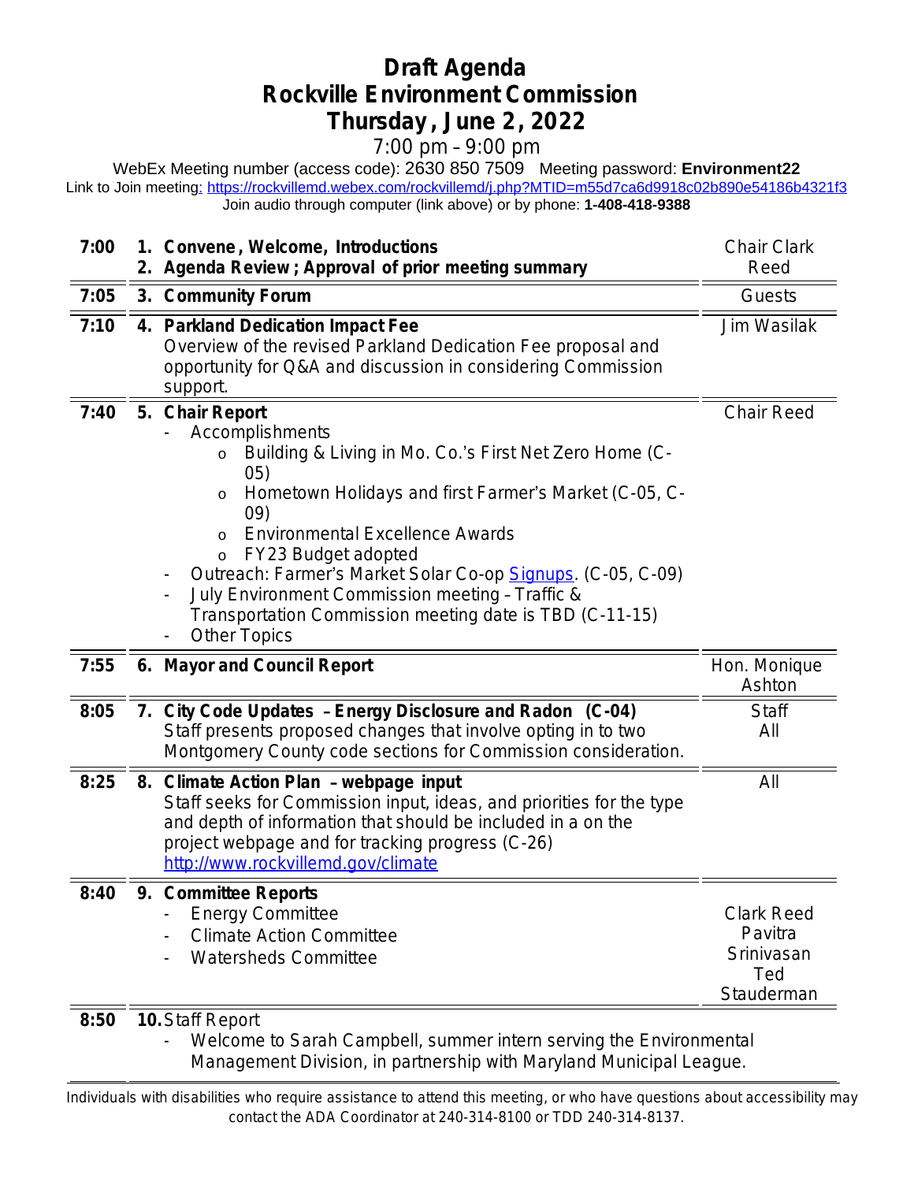# Draft Agenda
# Rockville Environment Commission
# Thursday, June 2, 2022

7:00 pm – 9:00 pm

WebEx Meeting number (access code): 2630 850 7509 Meeting password: **Environment22**

Link to Join meeting: https://rockvillemd.webex.com/rockvillemd/j.php?MTID=m55d7ca6d9918c02b890e54186b4321f3

Join audio through computer (link above) or by phone: **1-408-418-9388**

| Time | Item | Presenter |
|---|---|---|
| **7:00** | **1. Convene, Welcome, Introductions**<br>**2. Agenda Review; Approval of prior meeting summary** | Chair Clark Reed |
| **7:05** | **3. Community Forum** | Guests |
| **7:10** | **4. Parkland Dedication Impact Fee**<br>Overview of the revised Parkland Dedication Fee proposal and opportunity for Q&A and discussion in considering Commission support. | Jim Wasilak |
| **7:40** | **5. Chair Report**<br>- Accomplishments<br>&nbsp;&nbsp;o Building & Living in Mo. Co.'s First Net Zero Home (C-05)<br>&nbsp;&nbsp;o Hometown Holidays and first Farmer's Market (C-05, C-09)<br>&nbsp;&nbsp;o Environmental Excellence Awards<br>&nbsp;&nbsp;o FY23 Budget adopted<br>- Outreach: Farmer's Market Solar Co-op Signups. (C-05, C-09)<br>- July Environment Commission meeting – Traffic & Transportation Commission meeting date is TBD (C-11-15)<br>- Other Topics | Chair Reed |
| **7:55** | **6. Mayor and Council Report** | Hon. Monique Ashton |
| **8:05** | **7. City Code Updates – Energy Disclosure and Radon (C-04)**<br>Staff presents proposed changes that involve opting in to two Montgomery County code sections for Commission consideration. | Staff<br>All |
| **8:25** | **8. Climate Action Plan – webpage input**<br>Staff seeks for Commission input, ideas, and priorities for the type and depth of information that should be included in a on the project webpage and for tracking progress (C-26)<br>http://www.rockvillemd.gov/climate | All |
| **8:40** | **9. Committee Reports**<br>- Energy Committee<br>- Climate Action Committee<br>- Watersheds Committee | <br>Clark Reed<br>Pavitra Srinivasan<br>Ted Stauderman |
| **8:50** | **10.** Staff Report<br>- Welcome to Sarah Campbell, summer intern serving the Environmental Management Division, in partnership with Maryland Municipal League. | |

Individuals with disabilities who require assistance to attend this meeting, or who have questions about accessibility may contact the ADA Coordinator at 240-314-8100 or TDD 240-314-8137.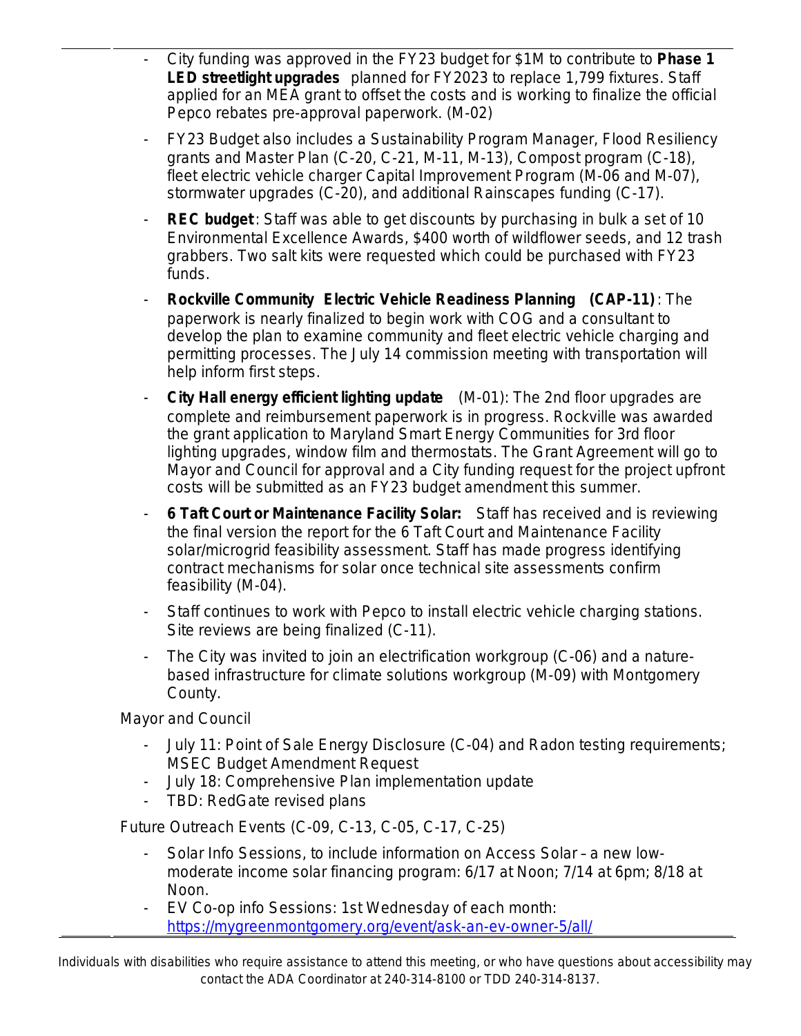- City funding was approved in the FY23 budget for $1M to contribute to **Phase 1 LED streetlight upgrades** planned for FY2023 to replace 1,799 fixtures. Staff applied for an MEA grant to offset the costs and is working to finalize the official Pepco rebates pre-approval paperwork. (M-02)
- FY23 Budget also includes a Sustainability Program Manager, Flood Resiliency grants and Master Plan (C-20, C-21, M-11, M-13), Compost program (C-18), fleet electric vehicle charger Capital Improvement Program (M-06 and M-07), stormwater upgrades (C-20), and additional Rainscapes funding (C-17).
- **REC budget**: Staff was able to get discounts by purchasing in bulk a set of 10 Environmental Excellence Awards, $400 worth of wildflower seeds, and 12 trash grabbers. Two salt kits were requested which could be purchased with FY23 funds.
- **Rockville Community Electric Vehicle Readiness Planning (CAP-11)**: The paperwork is nearly finalized to begin work with COG and a consultant to develop the plan to examine community and fleet electric vehicle charging and permitting processes. The July 14 commission meeting with transportation will help inform first steps.
- **City Hall energy efficient lighting update** (M-01): The 2nd floor upgrades are complete and reimbursement paperwork is in progress. Rockville was awarded the grant application to Maryland Smart Energy Communities for 3rd floor lighting upgrades, window film and thermostats. The Grant Agreement will go to Mayor and Council for approval and a City funding request for the project upfront costs will be submitted as an FY23 budget amendment this summer.
- **6 Taft Court or Maintenance Facility Solar:** Staff has received and is reviewing the final version the report for the 6 Taft Court and Maintenance Facility solar/microgrid feasibility assessment. Staff has made progress identifying contract mechanisms for solar once technical site assessments confirm feasibility (M-04).
- Staff continues to work with Pepco to install electric vehicle charging stations. Site reviews are being finalized (C-11).
- The City was invited to join an electrification workgroup (C-06) and a nature-based infrastructure for climate solutions workgroup (M-09) with Montgomery County.

Mayor and Council

- July 11: Point of Sale Energy Disclosure (C-04) and Radon testing requirements; MSEC Budget Amendment Request
- July 18: Comprehensive Plan implementation update
- TBD: RedGate revised plans

Future Outreach Events (C-09, C-13, C-05, C-17, C-25)

- Solar Info Sessions, to include information on Access Solar – a new low-moderate income solar financing program: 6/17 at Noon; 7/14 at 6pm; 8/18 at Noon.
- EV Co-op info Sessions: 1st Wednesday of each month: https://mygreenmontgomery.org/event/ask-an-ev-owner-5/all/

Individuals with disabilities who require assistance to attend this meeting, or who have questions about accessibility may contact the ADA Coordinator at 240-314-8100 or TDD 240-314-8137.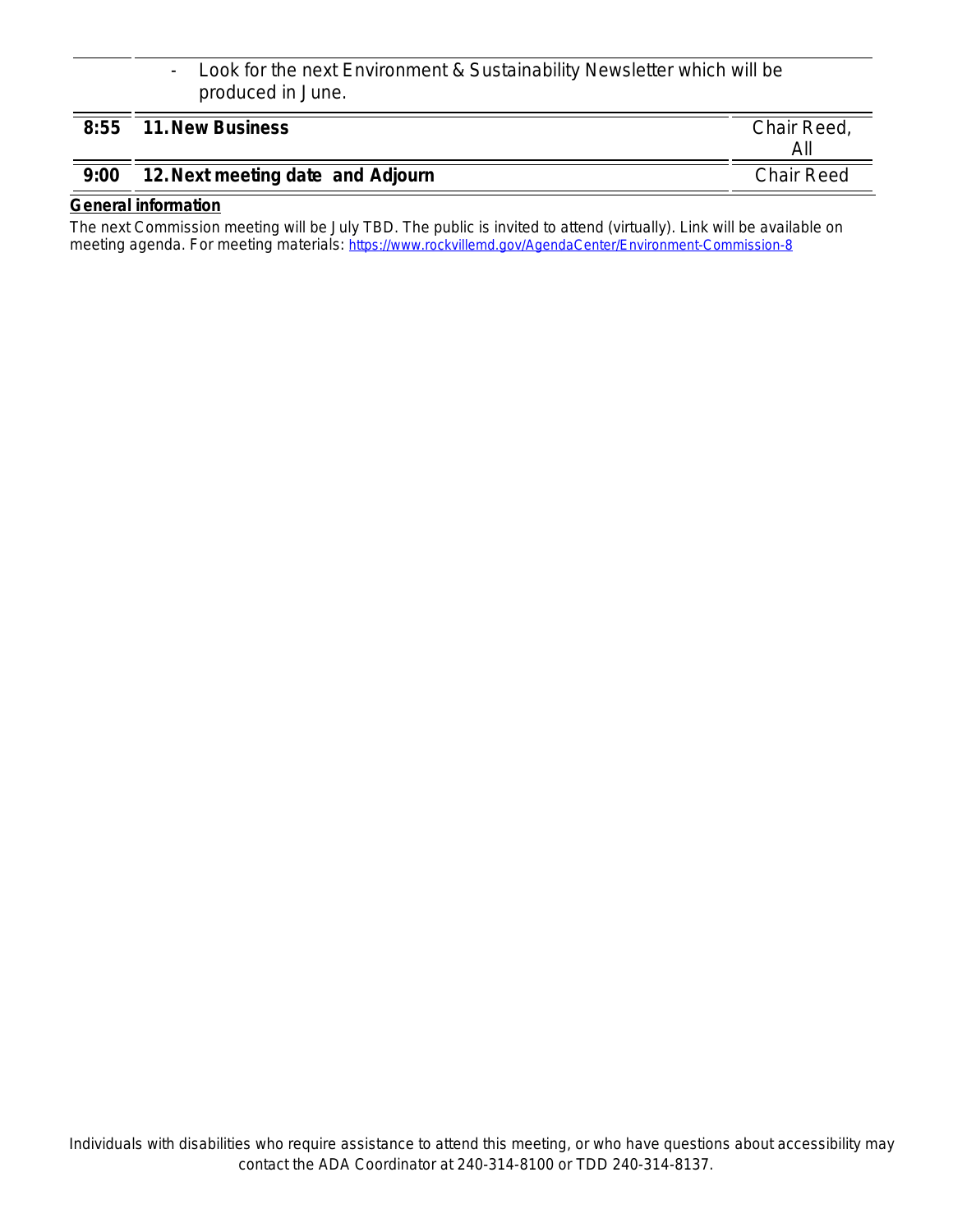| | | |
|---|---|---|
| | - Look for the next Environment & Sustainability Newsletter which will be produced in June. | |
| **8:55** | **11. New Business** | Chair Reed, All |
| **9:00** | **12. Next meeting date and Adjourn** | Chair Reed |

**General information**

The next Commission meeting will be July TBD. The public is invited to attend (virtually). Link will be available on meeting agenda. For meeting materials: https://www.rockvillemd.gov/AgendaCenter/Environment-Commission-8

Individuals with disabilities who require assistance to attend this meeting, or who have questions about accessibility may contact the ADA Coordinator at 240-314-8100 or TDD 240-314-8137.